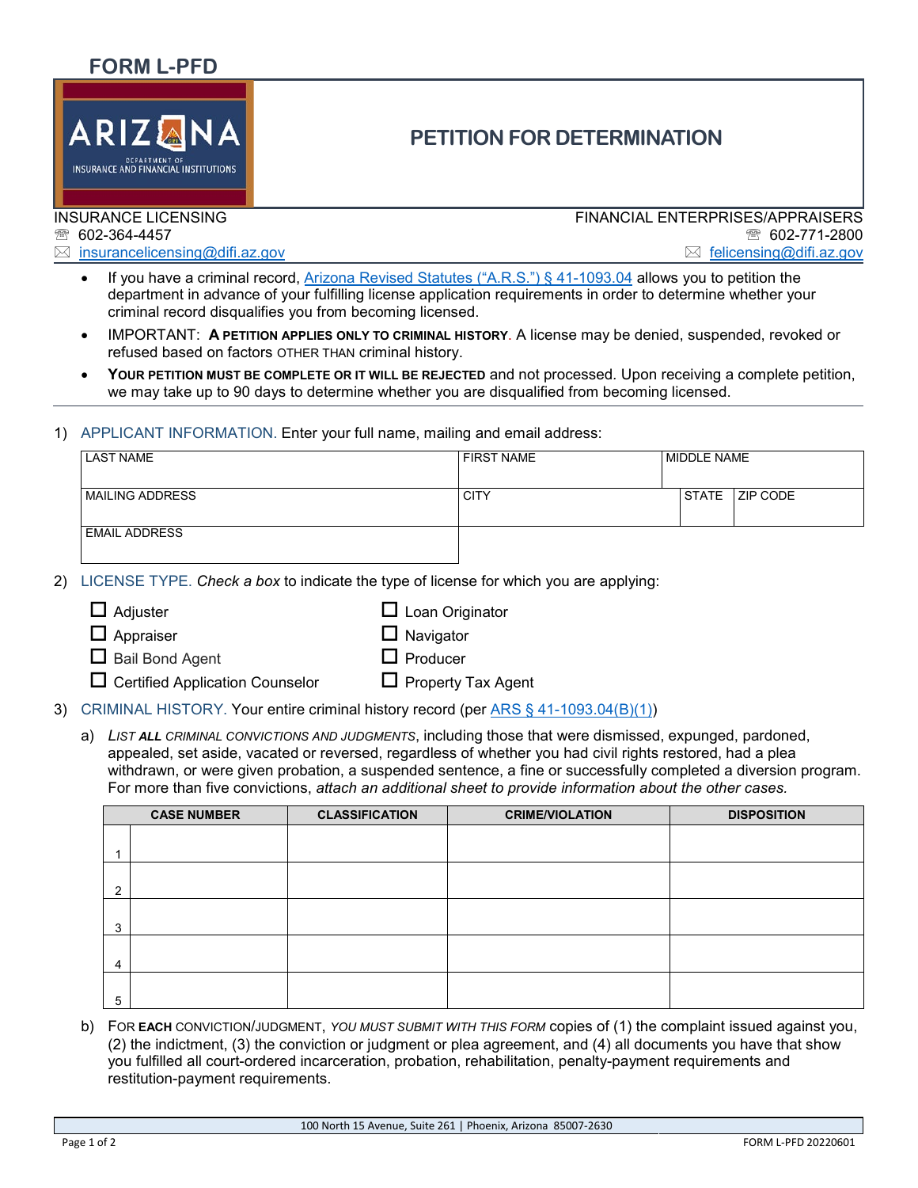FORM L-PFD

# PETITION FOR DETERMINATION

ARIZONA DEPARTMENT OF INSURANCE AND FINANCIAL INSTITUTIONS

| INSURANCE LICENSING | FINANCIAL ENTERPRISES/APPRAISERS |
|---|---|
| ☎ 602-364-4457 | ☎ 602-771-2800 |
| ✉ insurancelicensing@difi.az.gov | ✉ felicensing@difi.az.gov |

- If you have a criminal record, Arizona Revised Statutes ("A.R.S.") § 41-1093.04 allows you to petition the department in advance of your fulfilling license application requirements in order to determine whether your criminal record disqualifies you from becoming licensed.
- IMPORTANT: **A PETITION APPLIES ONLY TO CRIMINAL HISTORY**. A license may be denied, suspended, revoked or refused based on factors OTHER THAN criminal history.
- **YOUR PETITION MUST BE COMPLETE OR IT WILL BE REJECTED** and not processed. Upon receiving a complete petition, we may take up to 90 days to determine whether you are disqualified from becoming licensed.

1) APPLICANT INFORMATION. Enter your full name, mailing and email address:

| LAST NAME | FIRST NAME | MIDDLE NAME | |
|---|---|---|---|
| MAILING ADDRESS | CITY | STATE | ZIP CODE |
| EMAIL ADDRESS | | | |

2) LICENSE TYPE. *Check a box* to indicate the type of license for which you are applying:

- ☐ Adjuster
- ☐ Appraiser
- ☐ Bail Bond Agent
- ☐ Certified Application Counselor
- ☐ Loan Originator
- ☐ Navigator
- ☐ Producer
- ☐ Property Tax Agent

3) CRIMINAL HISTORY. Your entire criminal history record (per ARS § 41-1093.04(B)(1))

a) *LIST **ALL** CRIMINAL CONVICTIONS AND JUDGMENTS*, including those that were dismissed, expunged, pardoned, appealed, set aside, vacated or reversed, regardless of whether you had civil rights restored, had a plea withdrawn, or were given probation, a suspended sentence, a fine or successfully completed a diversion program. For more than five convictions, *attach an additional sheet to provide information about the other cases.*

| | CASE NUMBER | CLASSIFICATION | CRIME/VIOLATION | DISPOSITION |
|---|---|---|---|---|
| 1 | | | | |
| 2 | | | | |
| 3 | | | | |
| 4 | | | | |
| 5 | | | | |

b) FOR **EACH** CONVICTION/JUDGMENT, *YOU MUST SUBMIT WITH THIS FORM* copies of (1) the complaint issued against you, (2) the indictment, (3) the conviction or judgment or plea agreement, and (4) all documents you have that show you fulfilled all court-ordered incarceration, probation, rehabilitation, penalty-payment requirements and restitution-payment requirements.

100 North 15 Avenue, Suite 261 | Phoenix, Arizona 85007-2630

FORM L-PFD 20220601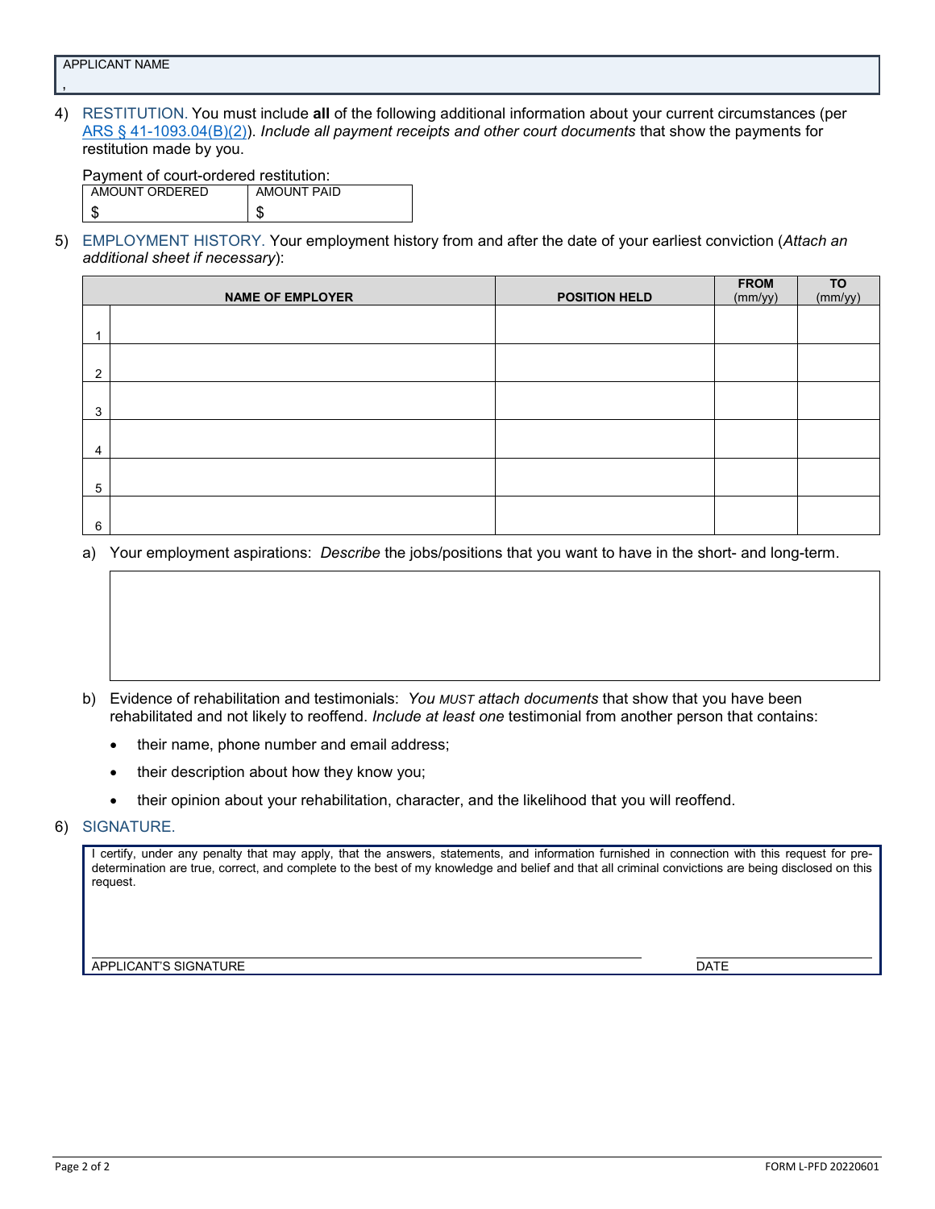| APPLICANT NAME |
|---|
| , |

4) RESTITUTION. You must include **all** of the following additional information about your current circumstances (per ARS § 41-1093.04(B)(2)). *Include all payment receipts and other court documents* that show the payments for restitution made by you.

Payment of court-ordered restitution:

| AMOUNT ORDERED | AMOUNT PAID |
|---|---|
| $ | $ |

5) EMPLOYMENT HISTORY. Your employment history from and after the date of your earliest conviction (*Attach an additional sheet if necessary*):

| | NAME OF EMPLOYER | POSITION HELD | FROM (mm/yy) | TO (mm/yy) |
|---|---|---|---|---|
| 1 | | | | |
| 2 | | | | |
| 3 | | | | |
| 4 | | | | |
| 5 | | | | |
| 6 | | | | |

a) Your employment aspirations: *Describe* the jobs/positions that you want to have in the short- and long-term.

b) Evidence of rehabilitation and testimonials: *You MUST attach documents* that show that you have been rehabilitated and not likely to reoffend. *Include at least one* testimonial from another person that contains:

- their name, phone number and email address;
- their description about how they know you;
- their opinion about your rehabilitation, character, and the likelihood that you will reoffend.

6) SIGNATURE.

I certify, under any penalty that may apply, that the answers, statements, and information furnished in connection with this request for pre-determination are true, correct, and complete to the best of my knowledge and belief and that all criminal convictions are being disclosed on this request.

APPLICANT'S SIGNATURE

DATE

FORM L-PFD 20220601